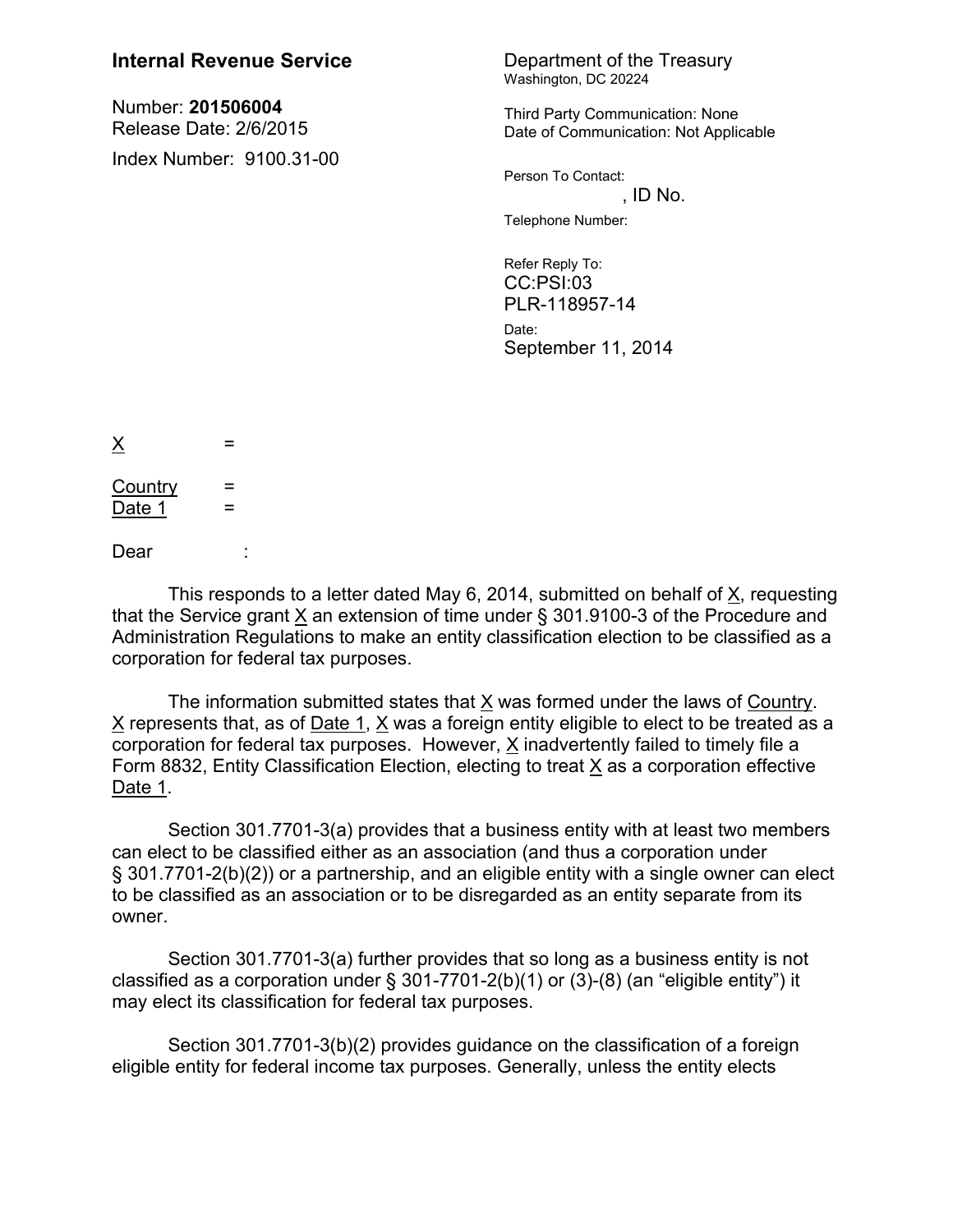**Internal Revenue Service**

Number: **201506004**
Release Date: 2/6/2015

Index Number: 9100.31-00

Department of the Treasury
Washington, DC 20224

Third Party Communication: None
Date of Communication: Not Applicable

Person To Contact:
, ID No.

Telephone Number:

Refer Reply To:
CC:PSI:03
PLR-118957-14

Date:
September 11, 2014

X =

Country =
Date 1 =

Dear :

This responds to a letter dated May 6, 2014, submitted on behalf of X, requesting that the Service grant X an extension of time under § 301.9100-3 of the Procedure and Administration Regulations to make an entity classification election to be classified as a corporation for federal tax purposes.

The information submitted states that X was formed under the laws of Country. X represents that, as of Date 1, X was a foreign entity eligible to elect to be treated as a corporation for federal tax purposes. However, X inadvertently failed to timely file a Form 8832, Entity Classification Election, electing to treat X as a corporation effective Date 1.

Section 301.7701-3(a) provides that a business entity with at least two members can elect to be classified either as an association (and thus a corporation under § 301.7701-2(b)(2)) or a partnership, and an eligible entity with a single owner can elect to be classified as an association or to be disregarded as an entity separate from its owner.

Section 301.7701-3(a) further provides that so long as a business entity is not classified as a corporation under § 301-7701-2(b)(1) or (3)-(8) (an "eligible entity") it may elect its classification for federal tax purposes.

Section 301.7701-3(b)(2) provides guidance on the classification of a foreign eligible entity for federal income tax purposes. Generally, unless the entity elects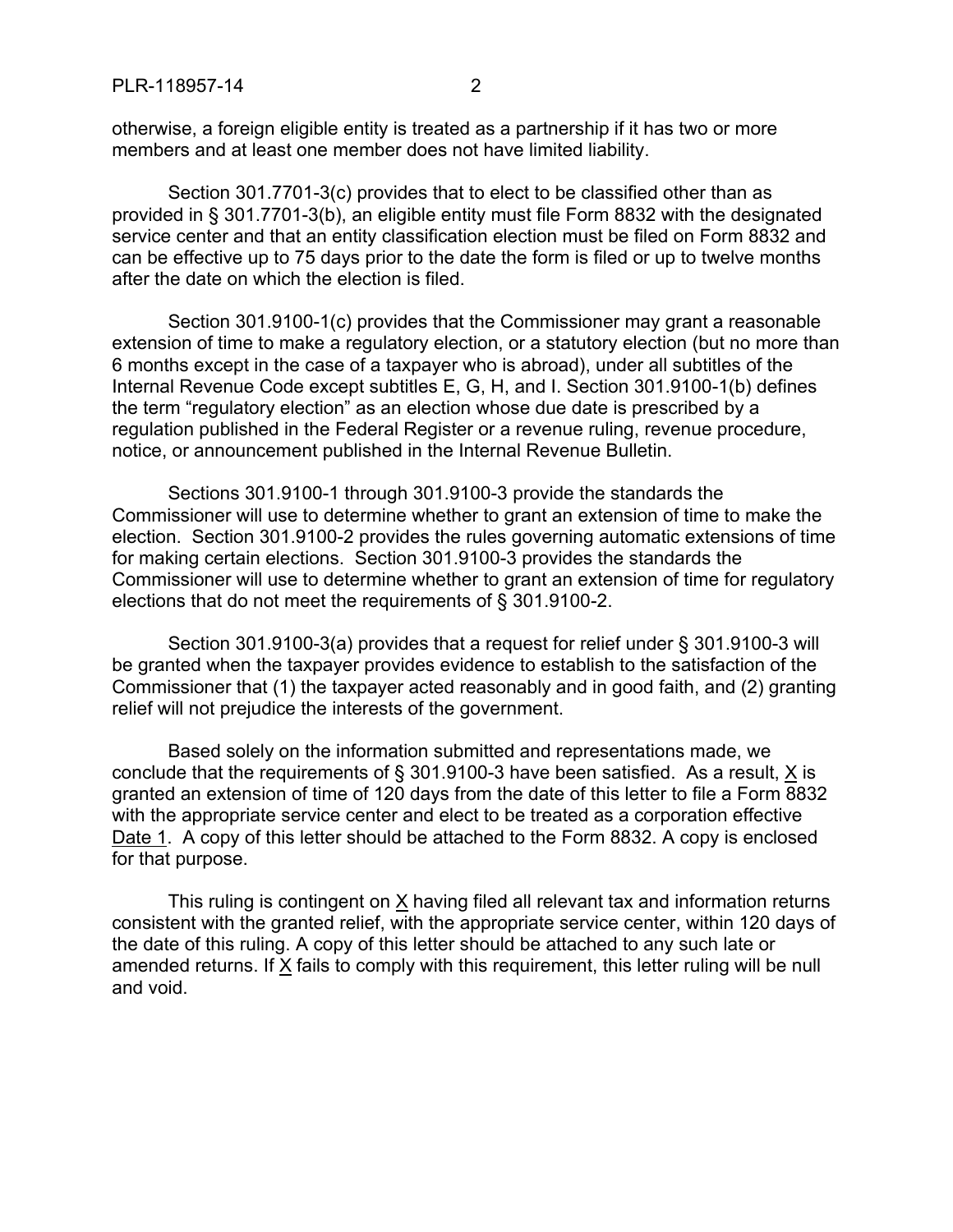otherwise, a foreign eligible entity is treated as a partnership if it has two or more members and at least one member does not have limited liability.

Section 301.7701-3(c) provides that to elect to be classified other than as provided in § 301.7701-3(b), an eligible entity must file Form 8832 with the designated service center and that an entity classification election must be filed on Form 8832 and can be effective up to 75 days prior to the date the form is filed or up to twelve months after the date on which the election is filed.

Section 301.9100-1(c) provides that the Commissioner may grant a reasonable extension of time to make a regulatory election, or a statutory election (but no more than 6 months except in the case of a taxpayer who is abroad), under all subtitles of the Internal Revenue Code except subtitles E, G, H, and I. Section 301.9100-1(b) defines the term "regulatory election" as an election whose due date is prescribed by a regulation published in the Federal Register or a revenue ruling, revenue procedure, notice, or announcement published in the Internal Revenue Bulletin.

Sections 301.9100-1 through 301.9100-3 provide the standards the Commissioner will use to determine whether to grant an extension of time to make the election. Section 301.9100-2 provides the rules governing automatic extensions of time for making certain elections. Section 301.9100-3 provides the standards the Commissioner will use to determine whether to grant an extension of time for regulatory elections that do not meet the requirements of § 301.9100-2.

Section 301.9100-3(a) provides that a request for relief under § 301.9100-3 will be granted when the taxpayer provides evidence to establish to the satisfaction of the Commissioner that (1) the taxpayer acted reasonably and in good faith, and (2) granting relief will not prejudice the interests of the government.

Based solely on the information submitted and representations made, we conclude that the requirements of § 301.9100-3 have been satisfied. As a result, X is granted an extension of time of 120 days from the date of this letter to file a Form 8832 with the appropriate service center and elect to be treated as a corporation effective Date 1. A copy of this letter should be attached to the Form 8832. A copy is enclosed for that purpose.

This ruling is contingent on X having filed all relevant tax and information returns consistent with the granted relief, with the appropriate service center, within 120 days of the date of this ruling. A copy of this letter should be attached to any such late or amended returns. If X fails to comply with this requirement, this letter ruling will be null and void.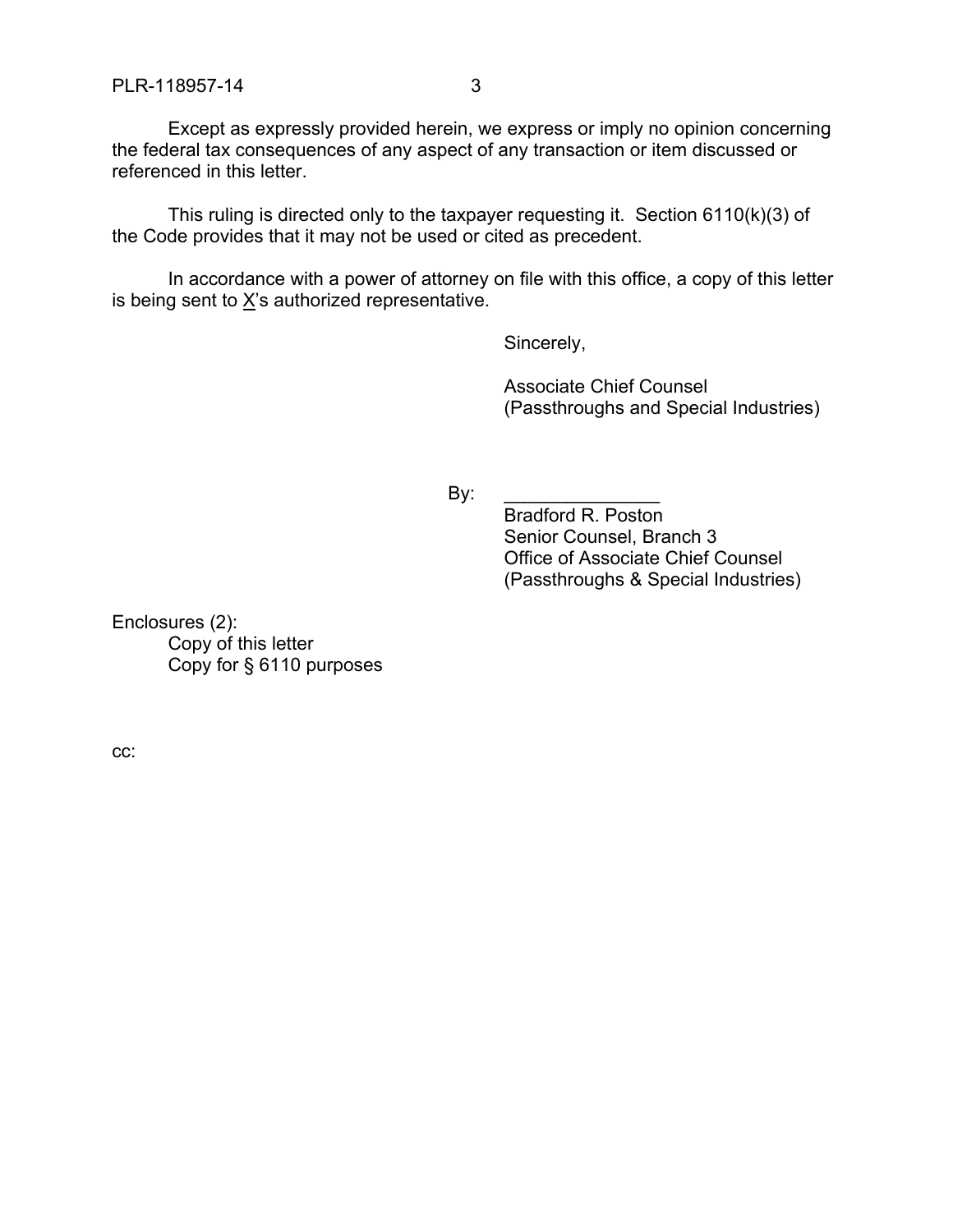Except as expressly provided herein, we express or imply no opinion concerning the federal tax consequences of any aspect of any transaction or item discussed or referenced in this letter.

This ruling is directed only to the taxpayer requesting it. Section 6110(k)(3) of the Code provides that it may not be used or cited as precedent.

In accordance with a power of attorney on file with this office, a copy of this letter is being sent to X's authorized representative.

Sincerely,

Associate Chief Counsel
(Passthroughs and Special Industries)

By: _______________
Bradford R. Poston
Senior Counsel, Branch 3
Office of Associate Chief Counsel
(Passthroughs & Special Industries)

Enclosures (2):
Copy of this letter
Copy for § 6110 purposes

cc: